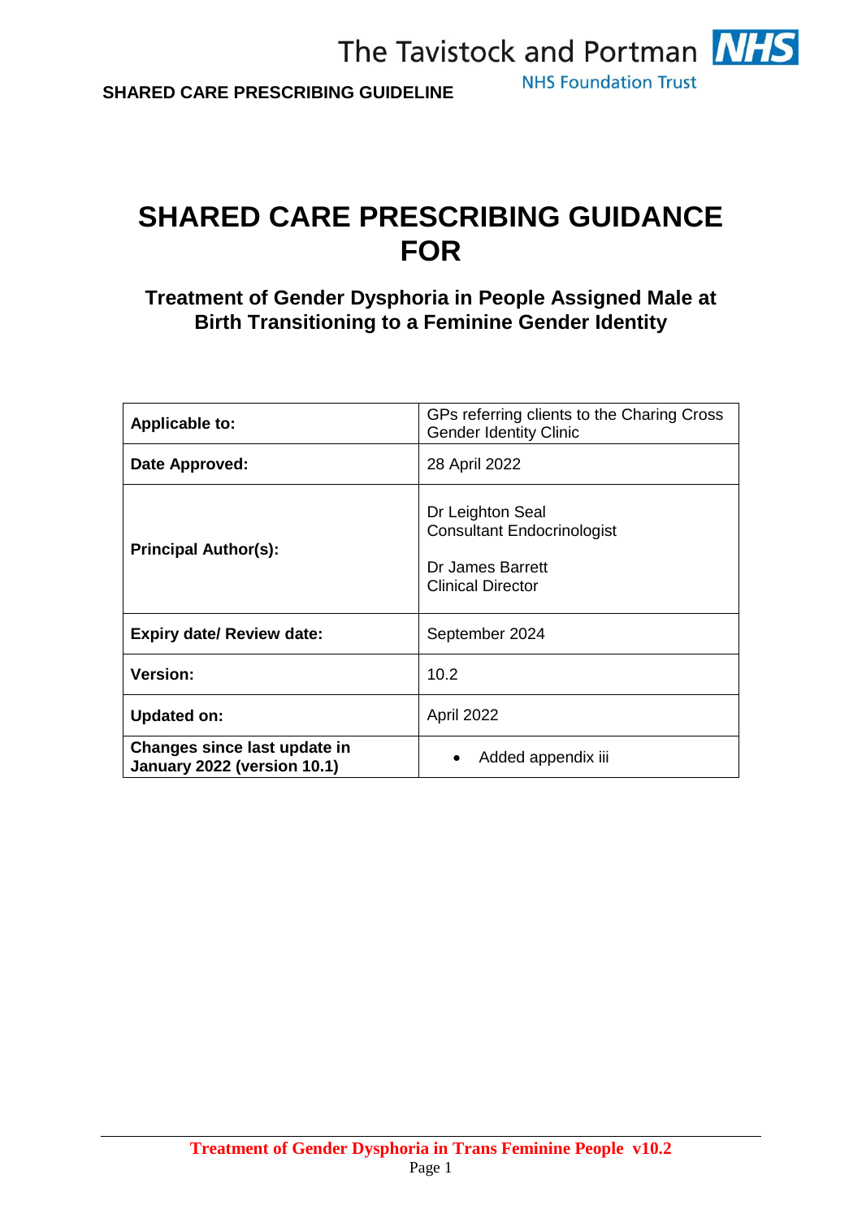The Tavistock and Portman NHS Foundation Trust

**SHARED CARE PRESCRIBING GUIDELINE**

# SHARED CARE PRESCRIBING GUIDANCE FOR

## Treatment of Gender Dysphoria in People Assigned Male at Birth Transitioning to a Feminine Gender Identity

| | |
|---|---|
| **Applicable to:** | GPs referring clients to the Charing Cross Gender Identity Clinic |
| **Date Approved:** | 28 April 2022 |
| **Principal Author(s):** | Dr Leighton Seal<br>Consultant Endocrinologist<br><br>Dr James Barrett<br>Clinical Director |
| **Expiry date/ Review date:** | September 2024 |
| **Version:** | 10.2 |
| **Updated on:** | April 2022 |
| **Changes since last update in January 2022 (version 10.1)** | • Added appendix iii |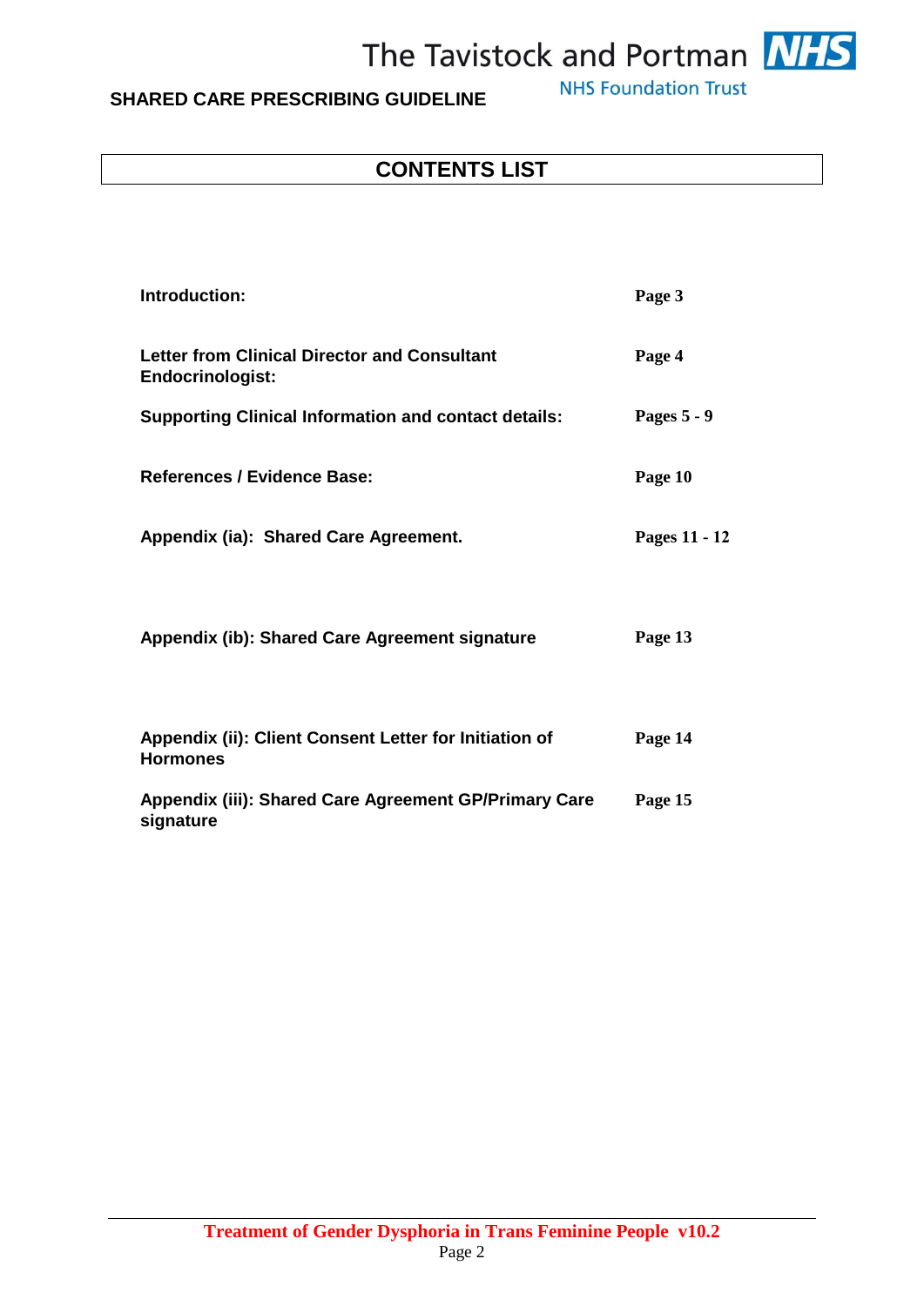# CONTENTS LIST

| | |
|---|---|
| **Introduction:** | **Page 3** |
| **Letter from Clinical Director and Consultant Endocrinologist:** | **Page 4** |
| **Supporting Clinical Information and contact details:** | **Pages 5 - 9** |
| **References / Evidence Base:** | **Page 10** |
| **Appendix (ia): Shared Care Agreement.** | **Pages 11 - 12** |
| **Appendix (ib): Shared Care Agreement signature** | **Page 13** |
| **Appendix (ii): Client Consent Letter for Initiation of Hormones** | **Page 14** |
| **Appendix (iii): Shared Care Agreement GP/Primary Care signature** | **Page 15** |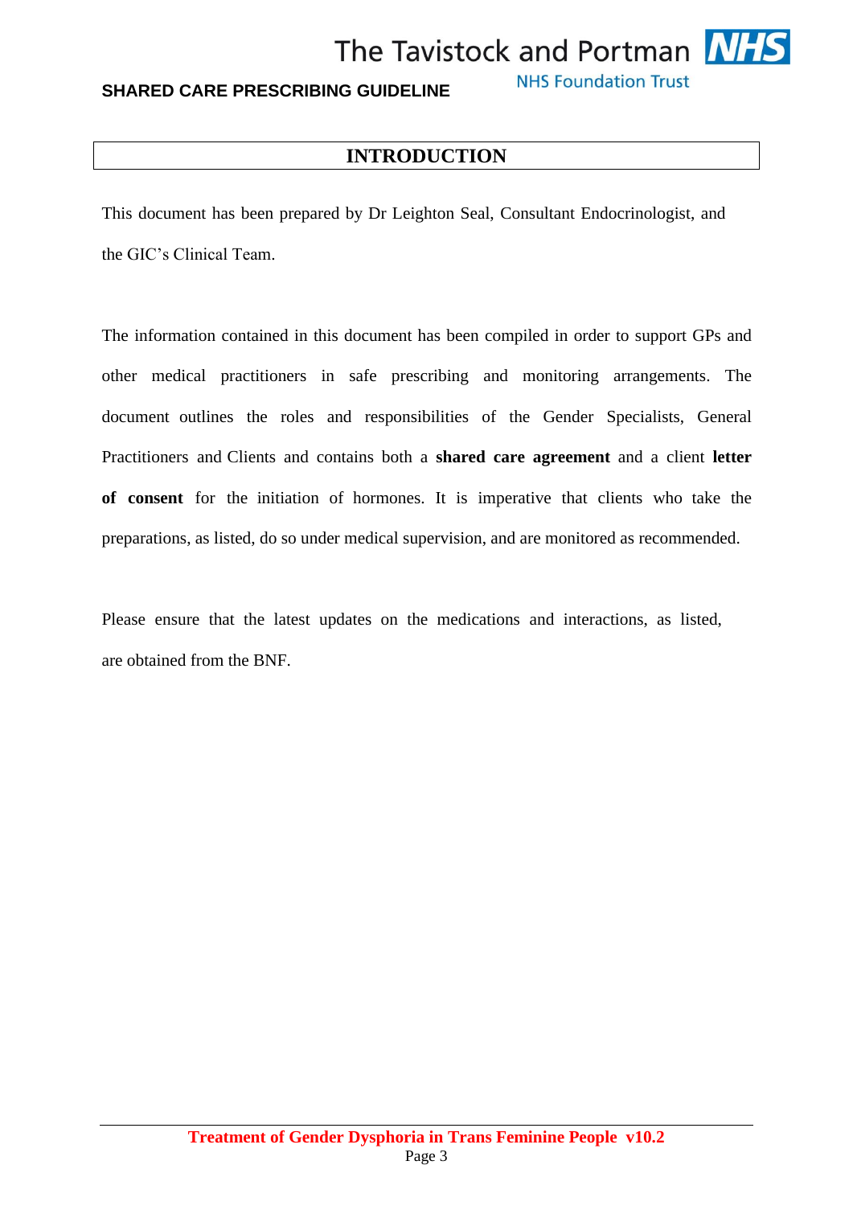## INTRODUCTION

This document has been prepared by Dr Leighton Seal, Consultant Endocrinologist, and the GIC's Clinical Team.

The information contained in this document has been compiled in order to support GPs and other medical practitioners in safe prescribing and monitoring arrangements. The document outlines the roles and responsibilities of the Gender Specialists, General Practitioners and Clients and contains both a **shared care agreement** and a client **letter of consent** for the initiation of hormones. It is imperative that clients who take the preparations, as listed, do so under medical supervision, and are monitored as recommended.

Please ensure that the latest updates on the medications and interactions, as listed, are obtained from the BNF.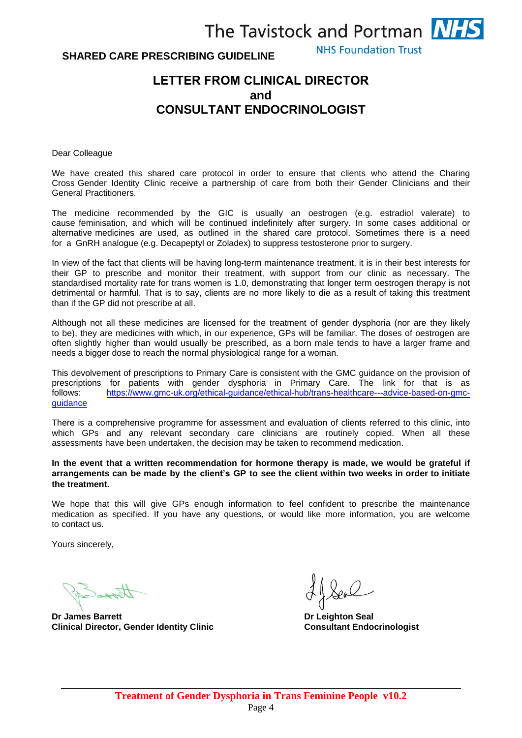**SHARED CARE PRESCRIBING GUIDELINE**

# LETTER FROM CLINICAL DIRECTOR and CONSULTANT ENDOCRINOLOGIST

Dear Colleague

We have created this shared care protocol in order to ensure that clients who attend the Charing Cross Gender Identity Clinic receive a partnership of care from both their Gender Clinicians and their General Practitioners.

The medicine recommended by the GIC is usually an oestrogen (e.g. estradiol valerate) to cause feminisation, and which will be continued indefinitely after surgery. In some cases additional or alternative medicines are used, as outlined in the shared care protocol. Sometimes there is a need for a GnRH analogue (e.g. Decapeptyl or Zoladex) to suppress testosterone prior to surgery.

In view of the fact that clients will be having long-term maintenance treatment, it is in their best interests for their GP to prescribe and monitor their treatment, with support from our clinic as necessary. The standardised mortality rate for trans women is 1.0, demonstrating that longer term oestrogen therapy is not detrimental or harmful. That is to say, clients are no more likely to die as a result of taking this treatment than if the GP did not prescribe at all.

Although not all these medicines are licensed for the treatment of gender dysphoria (nor are they likely to be), they are medicines with which, in our experience, GPs will be familiar. The doses of oestrogen are often slightly higher than would usually be prescribed, as a born male tends to have a larger frame and needs a bigger dose to reach the normal physiological range for a woman.

This devolvement of prescriptions to Primary Care is consistent with the GMC guidance on the provision of prescriptions for patients with gender dysphoria in Primary Care. The link for that is as follows: https://www.gmc-uk.org/ethical-guidance/ethical-hub/trans-healthcare---advice-based-on-gmc-guidance

There is a comprehensive programme for assessment and evaluation of clients referred to this clinic, into which GPs and any relevant secondary care clinicians are routinely copied. When all these assessments have been undertaken, the decision may be taken to recommend medication.

**In the event that a written recommendation for hormone therapy is made, we would be grateful if arrangements can be made by the client's GP to see the client within two weeks in order to initiate the treatment.**

We hope that this will give GPs enough information to feel confident to prescribe the maintenance medication as specified. If you have any questions, or would like more information, you are welcome to contact us.

Yours sincerely,

**Dr James Barrett**
**Clinical Director, Gender Identity Clinic**

**Dr Leighton Seal**
**Consultant Endocrinologist**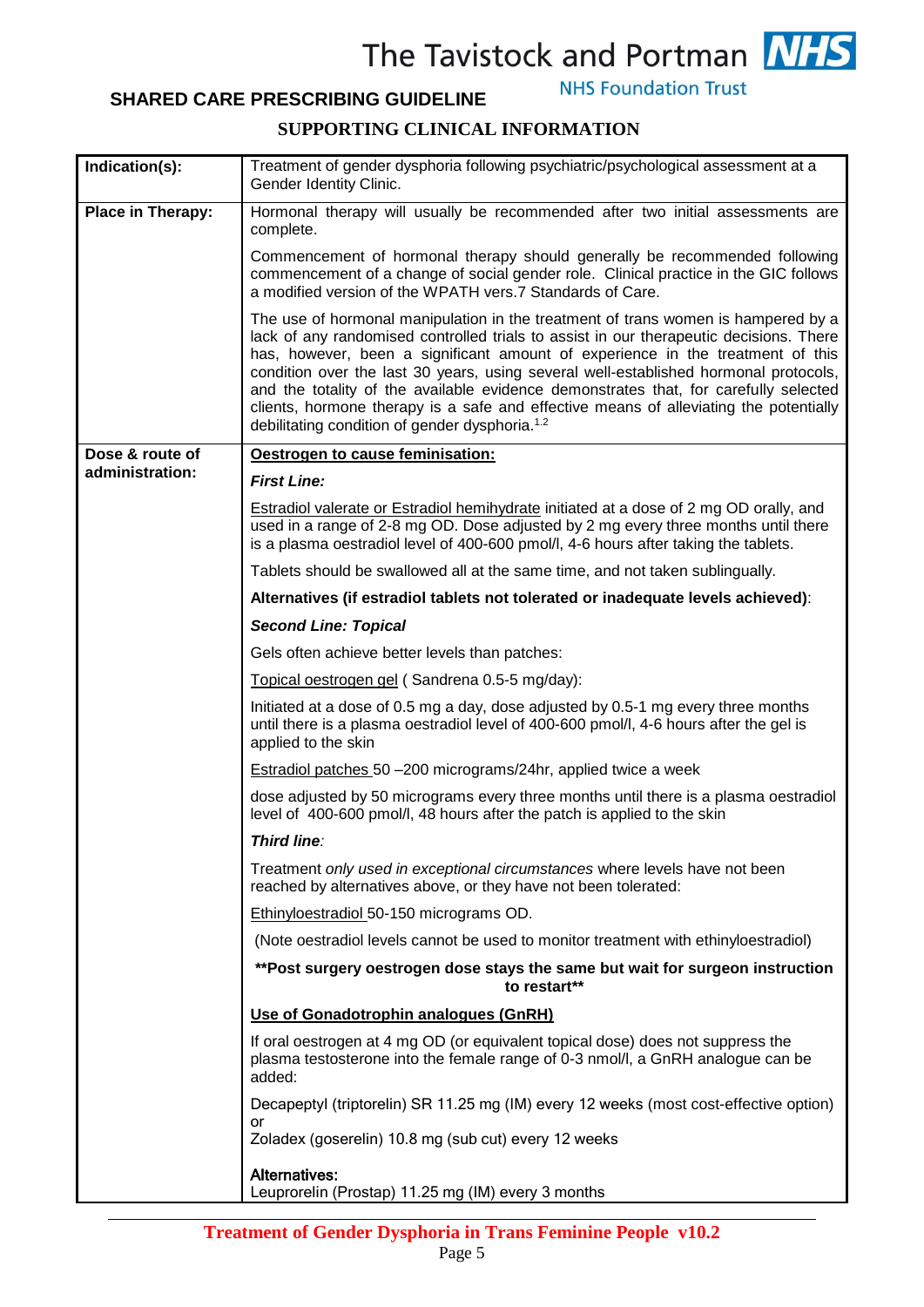## SHARED CARE PRESCRIBING GUIDELINE

### SUPPORTING CLINICAL INFORMATION

| | |
|---|---|
| **Indication(s):** | Treatment of gender dysphoria following psychiatric/psychological assessment at a Gender Identity Clinic. |
| **Place in Therapy:** | Hormonal therapy will usually be recommended after two initial assessments are complete.<br><br>Commencement of hormonal therapy should generally be recommended following commencement of a change of social gender role. Clinical practice in the GIC follows a modified version of the WPATH vers.7 Standards of Care.<br><br>The use of hormonal manipulation in the treatment of trans women is hampered by a lack of any randomised controlled trials to assist in our therapeutic decisions. There has, however, been a significant amount of experience in the treatment of this condition over the last 30 years, using several well-established hormonal protocols, and the totality of the available evidence demonstrates that, for carefully selected clients, hormone therapy is a safe and effective means of alleviating the potentially debilitating condition of gender dysphoria.[1,2] |
| **Dose & route of administration:** | **Oestrogen to cause feminisation:**<br><br>***First Line:***<br><br>Estradiol valerate or Estradiol hemihydrate initiated at a dose of 2 mg OD orally, and used in a range of 2-8 mg OD. Dose adjusted by 2 mg every three months until there is a plasma oestradiol level of 400-600 pmol/l, 4-6 hours after taking the tablets.<br><br>Tablets should be swallowed all at the same time, and not taken sublingually.<br><br>**Alternatives (if estradiol tablets not tolerated or inadequate levels achieved)**:<br><br>***Second Line: Topical***<br><br>Gels often achieve better levels than patches:<br><br>Topical oestrogen gel ( Sandrena 0.5-5 mg/day):<br><br>Initiated at a dose of 0.5 mg a day, dose adjusted by 0.5-1 mg every three months until there is a plasma oestradiol level of 400-600 pmol/l, 4-6 hours after the gel is applied to the skin<br><br>Estradiol patches 50 –200 micrograms/24hr, applied twice a week<br><br>dose adjusted by 50 micrograms every three months until there is a plasma oestradiol level of 400-600 pmol/l, 48 hours after the patch is applied to the skin<br><br>***Third line**:*<br><br>Treatment *only used in exceptional circumstances* where levels have not been reached by alternatives above, or they have not been tolerated:<br><br>Ethinyloestradiol 50-150 micrograms OD.<br><br>(Note oestradiol levels cannot be used to monitor treatment with ethinyloestradiol)<br><br>**\*\*Post surgery oestrogen dose stays the same but wait for surgeon instruction to restart\*\***<br><br>**Use of Gonadotrophin analogues (GnRH)**<br><br>If oral oestrogen at 4 mg OD (or equivalent topical dose) does not suppress the plasma testosterone into the female range of 0-3 nmol/l, a GnRH analogue can be added:<br><br>Decapeptyl (triptorelin) SR 11.25 mg (IM) every 12 weeks (most cost-effective option)<br>or<br>Zoladex (goserelin) 10.8 mg (sub cut) every 12 weeks<br><br>**Alternatives:**<br>Leuprorelin (Prostap) 11.25 mg (IM) every 3 months |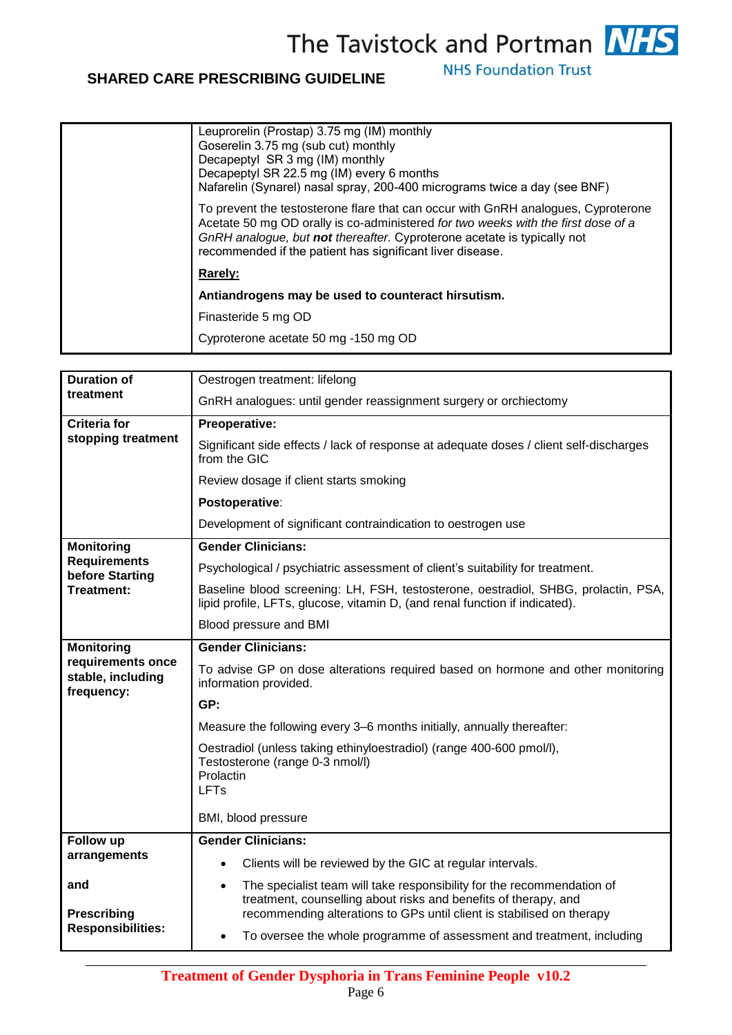| | |
|---|---|
| | Leuprorelin (Prostap) 3.75 mg (IM) monthly<br>Goserelin 3.75 mg (sub cut) monthly<br>Decapeptyl SR 3 mg (IM) monthly<br>Decapeptyl SR 22.5 mg (IM) every 6 months<br>Nafarelin (Synarel) nasal spray, 200-400 micrograms twice a day (see BNF)<br><br>To prevent the testosterone flare that can occur with GnRH analogues, Cyproterone Acetate 50 mg OD orally is co-administered *for two weeks with the first dose of a GnRH analogue, but **not** thereafter.* Cyproterone acetate is typically not recommended if the patient has significant liver disease.<br><br>**Rarely:**<br><br>**Antiandrogens may be used to counteract hirsutism.**<br><br>Finasteride 5 mg OD<br><br>Cyproterone acetate 50 mg -150 mg OD |

| | |
|---|---|
| **Duration of treatment** | Oestrogen treatment: lifelong<br><br>GnRH analogues: until gender reassignment surgery or orchiectomy |
| **Criteria for stopping treatment** | **Preoperative:**<br><br>Significant side effects / lack of response at adequate doses / client self-discharges from the GIC<br><br>Review dosage if client starts smoking<br><br>**Postoperative**:<br><br>Development of significant contraindication to oestrogen use |
| **Monitoring Requirements before Starting Treatment:** | **Gender Clinicians:**<br><br>Psychological / psychiatric assessment of client's suitability for treatment.<br><br>Baseline blood screening: LH, FSH, testosterone, oestradiol, SHBG, prolactin, PSA, lipid profile, LFTs, glucose, vitamin D, (and renal function if indicated).<br><br>Blood pressure and BMI |
| **Monitoring requirements once stable, including frequency:** | **Gender Clinicians:**<br><br>To advise GP on dose alterations required based on hormone and other monitoring information provided.<br><br>**GP:**<br><br>Measure the following every 3–6 months initially, annually thereafter:<br><br>Oestradiol (unless taking ethinyloestradiol) (range 400-600 pmol/l),<br>Testosterone (range 0-3 nmol/l)<br>Prolactin<br>LFTs<br><br>BMI, blood pressure |
| **Follow up arrangements**<br><br>**and**<br><br>**Prescribing Responsibilities:** | **Gender Clinicians:**<br><br>• Clients will be reviewed by the GIC at regular intervals.<br><br>• The specialist team will take responsibility for the recommendation of treatment, counselling about risks and benefits of therapy, and recommending alterations to GPs until client is stabilised on therapy<br><br>• To oversee the whole programme of assessment and treatment, including |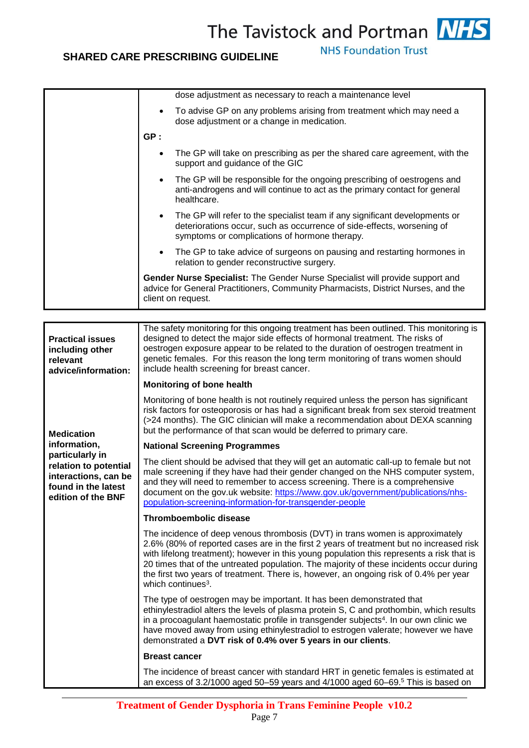|  |  |
|---|---|
|  | dose adjustment as necessary to reach a maintenance level<br>• To advise GP on any problems arising from treatment which may need a dose adjustment or a change in medication.<br>**GP :**<br>• The GP will take on prescribing as per the shared care agreement, with the support and guidance of the GIC<br>• The GP will be responsible for the ongoing prescribing of oestrogens and anti-androgens and will continue to act as the primary contact for general healthcare.<br>• The GP will refer to the specialist team if any significant developments or deteriorations occur, such as occurrence of side-effects, worsening of symptoms or complications of hormone therapy.<br>• The GP to take advice of surgeons on pausing and restarting hormones in relation to gender reconstructive surgery.<br>**Gender Nurse Specialist:** The Gender Nurse Specialist will provide support and advice for General Practitioners, Community Pharmacists, District Nurses, and the client on request. |

|  |  |
|---|---|
| **Practical issues including other relevant advice/information:**<br><br>**Medication information, particularly in relation to potential interactions, can be found in the latest edition of the BNF** | The safety monitoring for this ongoing treatment has been outlined. This monitoring is designed to detect the major side effects of hormonal treatment. The risks of oestrogen exposure appear to be related to the duration of oestrogen treatment in genetic females. For this reason the long term monitoring of trans women should include health screening for breast cancer.<br>**Monitoring of bone health**<br>Monitoring of bone health is not routinely required unless the person has significant risk factors for osteoporosis or has had a significant break from sex steroid treatment (>24 months). The GIC clinician will make a recommendation about DEXA scanning but the performance of that scan would be deferred to primary care.<br>**National Screening Programmes**<br>The client should be advised that they will get an automatic call-up to female but not male screening if they have had their gender changed on the NHS computer system, and they will need to remember to access screening. There is a comprehensive document on the gov.uk website: [https://www.gov.uk/government/publications/nhs-population-screening-information-for-transgender-people](https://www.gov.uk/government/publications/nhs-population-screening-information-for-transgender-people)<br>**Thromboembolic disease**<br>The incidence of deep venous thrombosis (DVT) in trans women is approximately 2.6% (80% of reported cases are in the first 2 years of treatment but no increased risk with lifelong treatment); however in this young population this represents a risk that is 20 times that of the untreated population. The majority of these incidents occur during the first two years of treatment. There is, however, an ongoing risk of 0.4% per year which continues[3].<br>The type of oestrogen may be important. It has been demonstrated that ethinylestradiol alters the levels of plasma protein S, C and prothombin, which results in a procoagulant haemostatic profile in transgender subjects[4]. In our own clinic we have moved away from using ethinylestradiol to estrogen valerate; however we have demonstrated a **DVT risk of 0.4% over 5 years in our clients**.<br>**Breast cancer**<br>The incidence of breast cancer with standard HRT in genetic females is estimated at an excess of 3.2/1000 aged 50–59 years and 4/1000 aged 60–69.[5] This is based on |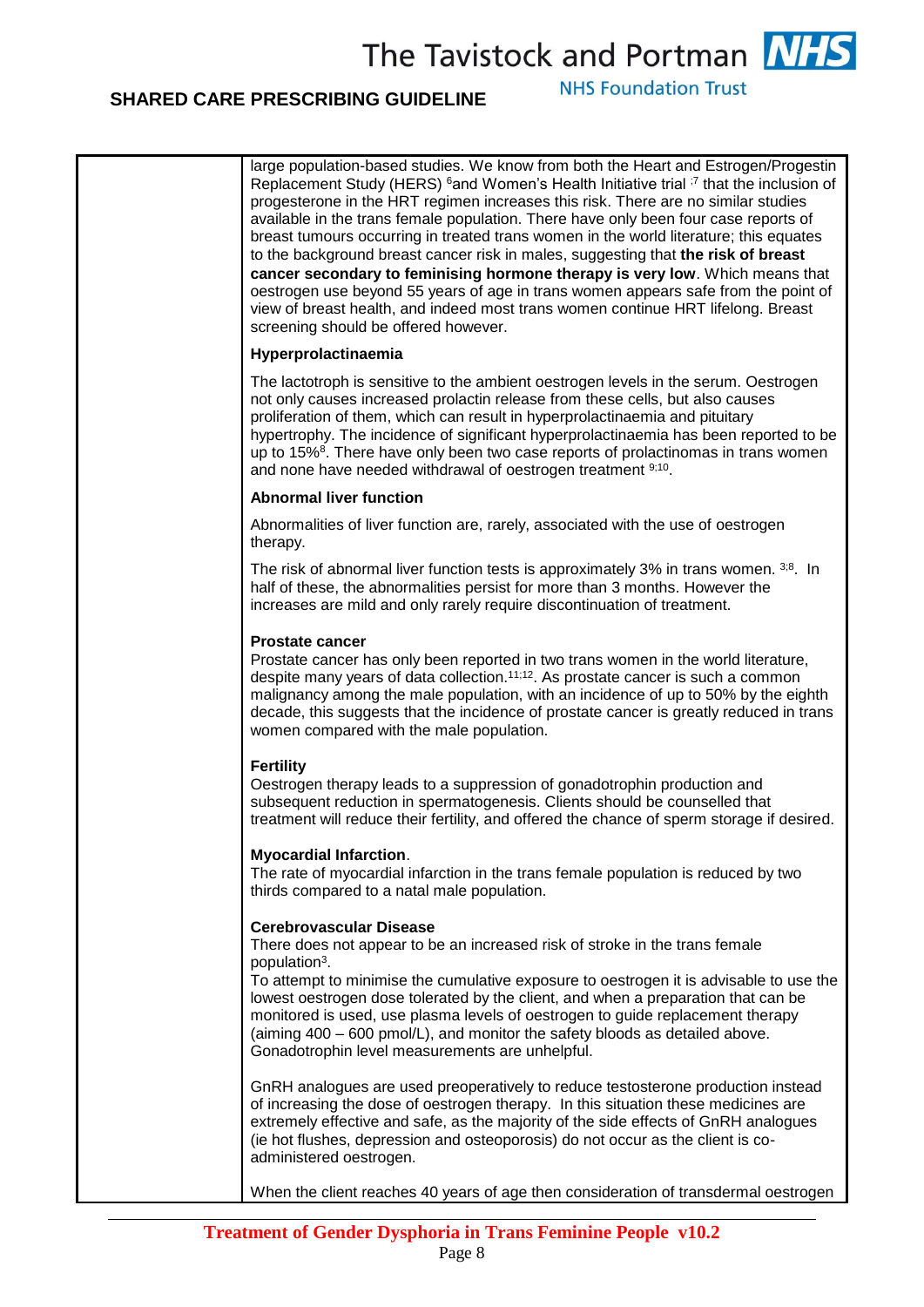large population-based studies. We know from both the Heart and Estrogen/Progestin Replacement Study (HERS) [6] and Women's Health Initiative trial [;7] that the inclusion of progesterone in the HRT regimen increases this risk. There are no similar studies available in the trans female population. There have only been four case reports of breast tumours occurring in treated trans women in the world literature; this equates to the background breast cancer risk in males, suggesting that **the risk of breast cancer secondary to feminising hormone therapy is very low**. Which means that oestrogen use beyond 55 years of age in trans women appears safe from the point of view of breast health, and indeed most trans women continue HRT lifelong. Breast screening should be offered however.

**Hyperprolactinaemia**

The lactotroph is sensitive to the ambient oestrogen levels in the serum. Oestrogen not only causes increased prolactin release from these cells, but also causes proliferation of them, which can result in hyperprolactinaemia and pituitary hypertrophy. The incidence of significant hyperprolactinaemia has been reported to be up to 15%[8]. There have only been two case reports of prolactinomas in trans women and none have needed withdrawal of oestrogen treatment [9;10].

**Abnormal liver function**

Abnormalities of liver function are, rarely, associated with the use of oestrogen therapy.

The risk of abnormal liver function tests is approximately 3% in trans women. [3;8]. In half of these, the abnormalities persist for more than 3 months. However the increases are mild and only rarely require discontinuation of treatment.

**Prostate cancer**

Prostate cancer has only been reported in two trans women in the world literature, despite many years of data collection.[11;12]. As prostate cancer is such a common malignancy among the male population, with an incidence of up to 50% by the eighth decade, this suggests that the incidence of prostate cancer is greatly reduced in trans women compared with the male population.

**Fertility**

Oestrogen therapy leads to a suppression of gonadotrophin production and subsequent reduction in spermatogenesis. Clients should be counselled that treatment will reduce their fertility, and offered the chance of sperm storage if desired.

**Myocardial Infarction**.

The rate of myocardial infarction in the trans female population is reduced by two thirds compared to a natal male population.

**Cerebrovascular Disease**

There does not appear to be an increased risk of stroke in the trans female population[3].

To attempt to minimise the cumulative exposure to oestrogen it is advisable to use the lowest oestrogen dose tolerated by the client, and when a preparation that can be monitored is used, use plasma levels of oestrogen to guide replacement therapy (aiming 400 – 600 pmol/L), and monitor the safety bloods as detailed above. Gonadotrophin level measurements are unhelpful.

GnRH analogues are used preoperatively to reduce testosterone production instead of increasing the dose of oestrogen therapy. In this situation these medicines are extremely effective and safe, as the majority of the side effects of GnRH analogues (ie hot flushes, depression and osteoporosis) do not occur as the client is co-administered oestrogen.

When the client reaches 40 years of age then consideration of transdermal oestrogen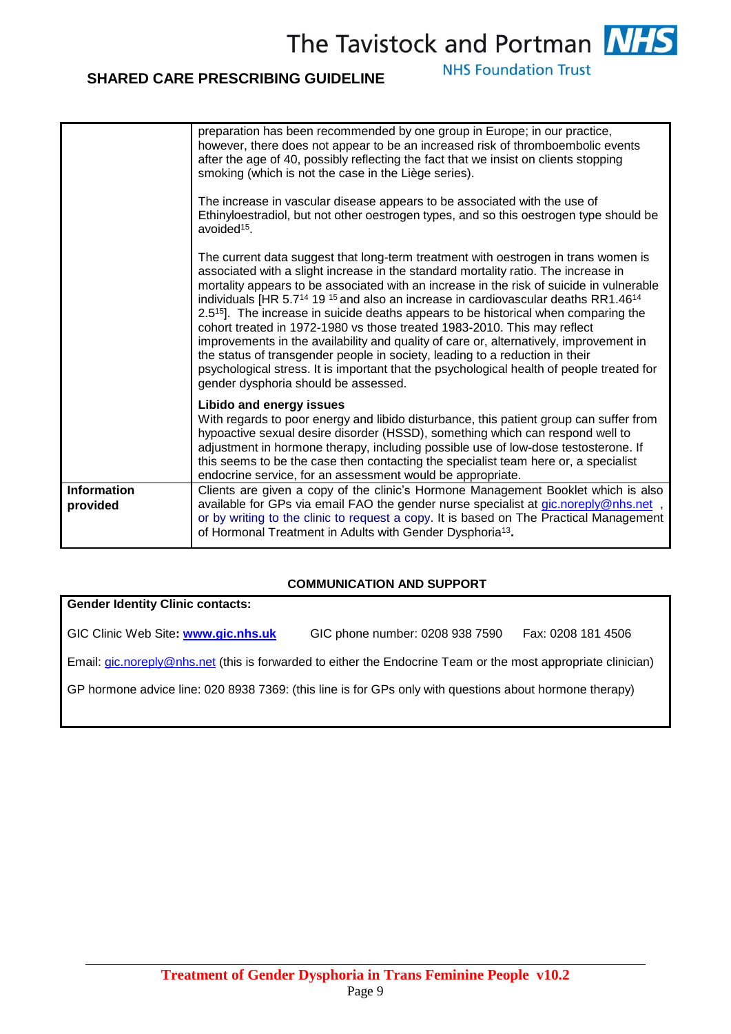| | |
|---|---|
| | preparation has been recommended by one group in Europe; in our practice, however, there does not appear to be an increased risk of thromboembolic events after the age of 40, possibly reflecting the fact that we insist on clients stopping smoking (which is not the case in the Liège series).<br><br>The increase in vascular disease appears to be associated with the use of Ethinyloestradiol, but not other oestrogen types, and so this oestrogen type should be avoided[15].<br><br>The current data suggest that long-term treatment with oestrogen in trans women is associated with a slight increase in the standard mortality ratio. The increase in mortality appears to be associated with an increase in the risk of suicide in vulnerable individuals [HR 5.7[14] 19 [15] and also an increase in cardiovascular deaths RR1.46[14] 2.5[15]]. The increase in suicide deaths appears to be historical when comparing the cohort treated in 1972-1980 vs those treated 1983-2010. This may reflect improvements in the availability and quality of care or, alternatively, improvement in the status of transgender people in society, leading to a reduction in their psychological stress. It is important that the psychological health of people treated for gender dysphoria should be assessed.<br><br>**Libido and energy issues**<br>With regards to poor energy and libido disturbance, this patient group can suffer from hypoactive sexual desire disorder (HSSD), something which can respond well to adjustment in hormone therapy, including possible use of low-dose testosterone. If this seems to be the case then contacting the specialist team here or, a specialist endocrine service, for an assessment would be appropriate. |
| **Information provided** | Clients are given a copy of the clinic's Hormone Management Booklet which is also available for GPs via email FAO the gender nurse specialist at gic.noreply@nhs.net , or by writing to the clinic to request a copy. It is based on The Practical Management of Hormonal Treatment in Adults with Gender Dysphoria[13]. |

## COMMUNICATION AND SUPPORT

**Gender Identity Clinic contacts:**

GIC Clinic Web Site**: www.gic.nhs.uk** GIC phone number: 0208 938 7590 Fax: 0208 181 4506

Email: gic.noreply@nhs.net (this is forwarded to either the Endocrine Team or the most appropriate clinician)

GP hormone advice line: 020 8938 7369: (this line is for GPs only with questions about hormone therapy)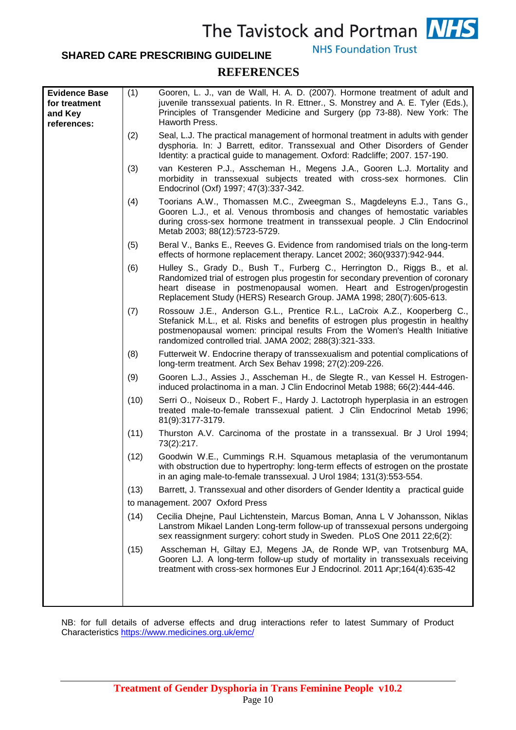**SHARED CARE PRESCRIBING GUIDELINE**

## REFERENCES

| **Evidence Base for treatment and Key references:** | |
|---|---|
| | (1) Gooren, L. J., van de Wall, H. A. D. (2007). Hormone treatment of adult and juvenile transsexual patients. In R. Ettner., S. Monstrey and A. E. Tyler (Eds.), Principles of Transgender Medicine and Surgery (pp 73-88). New York: The Haworth Press. |
| | (2) Seal, L.J. The practical management of hormonal treatment in adults with gender dysphoria. In: J Barrett, editor. Transsexual and Other Disorders of Gender Identity: a practical guide to management. Oxford: Radcliffe; 2007. 157-190. |
| | (3) van Kesteren P.J., Asscheman H., Megens J.A., Gooren L.J. Mortality and morbidity in transsexual subjects treated with cross-sex hormones. Clin Endocrinol (Oxf) 1997; 47(3):337-342. |
| | (4) Toorians A.W., Thomassen M.C., Zweegman S., Magdeleyns E.J., Tans G., Gooren L.J., et al. Venous thrombosis and changes of hemostatic variables during cross-sex hormone treatment in transsexual people. J Clin Endocrinol Metab 2003; 88(12):5723-5729. |
| | (5) Beral V., Banks E., Reeves G. Evidence from randomised trials on the long-term effects of hormone replacement therapy. Lancet 2002; 360(9337):942-944. |
| | (6) Hulley S., Grady D., Bush T., Furberg C., Herrington D., Riggs B., et al. Randomized trial of estrogen plus progestin for secondary prevention of coronary heart disease in postmenopausal women. Heart and Estrogen/progestin Replacement Study (HERS) Research Group. JAMA 1998; 280(7):605-613. |
| | (7) Rossouw J.E., Anderson G.L., Prentice R.L., LaCroix A.Z., Kooperberg C., Stefanick M.L., et al. Risks and benefits of estrogen plus progestin in healthy postmenopausal women: principal results From the Women's Health Initiative randomized controlled trial. JAMA 2002; 288(3):321-333. |
| | (8) Futterweit W. Endocrine therapy of transsexualism and potential complications of long-term treatment. Arch Sex Behav 1998; 27(2):209-226. |
| | (9) Gooren L.J., Assies J., Asscheman H., de Slegte R., van Kessel H. Estrogen-induced prolactinoma in a man. J Clin Endocrinol Metab 1988; 66(2):444-446. |
| | (10) Serri O., Noiseux D., Robert F., Hardy J. Lactotroph hyperplasia in an estrogen treated male-to-female transsexual patient. J Clin Endocrinol Metab 1996; 81(9):3177-3179. |
| | (11) Thurston A.V. Carcinoma of the prostate in a transsexual. Br J Urol 1994; 73(2):217. |
| | (12) Goodwin W.E., Cummings R.H. Squamous metaplasia of the verumontanum with obstruction due to hypertrophy: long-term effects of estrogen on the prostate in an aging male-to-female transsexual. J Urol 1984; 131(3):553-554. |
| | (13) Barrett, J. Transsexual and other disorders of Gender Identity a practical guide to management. 2007 Oxford Press |
| | (14) Cecilia Dhejne, Paul Lichtenstein, Marcus Boman, Anna L V Johansson, Niklas Lanstrom Mikael Landen Long-term follow-up of transsexual persons undergoing sex reassignment surgery: cohort study in Sweden. PLoS One 2011 22;6(2): |
| | (15) Asscheman H, Giltay EJ, Megens JA, de Ronde WP, van Trotsenburg MA, Gooren LJ. A long-term follow-up study of mortality in transsexuals receiving treatment with cross-sex hormones Eur J Endocrinol. 2011 Apr;164(4):635-42 |

NB: for full details of adverse effects and drug interactions refer to latest Summary of Product Characteristics https://www.medicines.org.uk/emc/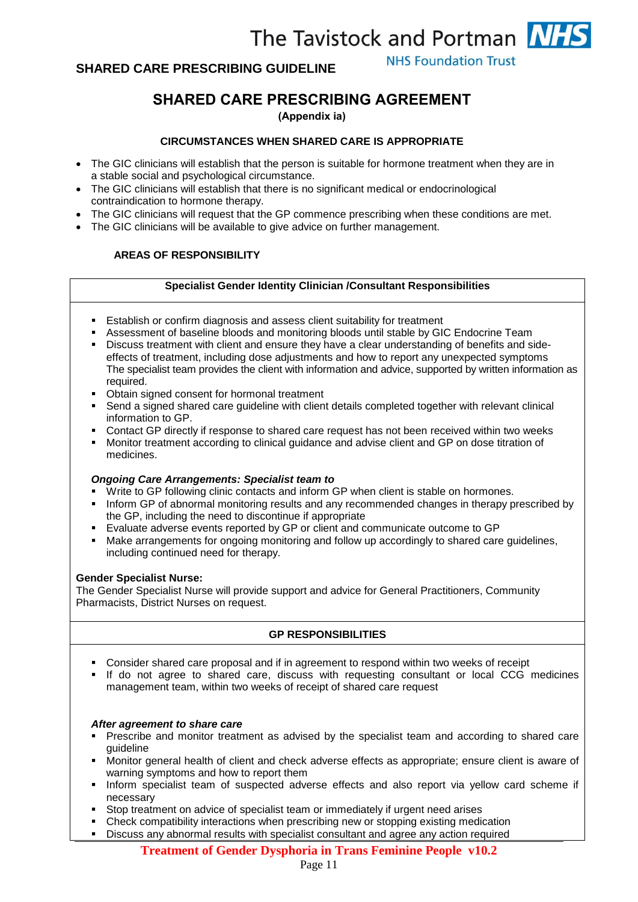# SHARED CARE PRESCRIBING AGREEMENT

**(Appendix ia)**

### CIRCUMSTANCES WHEN SHARED CARE IS APPROPRIATE

- The GIC clinicians will establish that the person is suitable for hormone treatment when they are in a stable social and psychological circumstance.
- The GIC clinicians will establish that there is no significant medical or endocrinological contraindication to hormone therapy.
- The GIC clinicians will request that the GP commence prescribing when these conditions are met.
- The GIC clinicians will be available to give advice on further management.

### AREAS OF RESPONSIBILITY

#### Specialist Gender Identity Clinician /Consultant Responsibilities

- Establish or confirm diagnosis and assess client suitability for treatment
- Assessment of baseline bloods and monitoring bloods until stable by GIC Endocrine Team
- Discuss treatment with client and ensure they have a clear understanding of benefits and side-effects of treatment, including dose adjustments and how to report any unexpected symptoms The specialist team provides the client with information and advice, supported by written information as required.
- Obtain signed consent for hormonal treatment
- Send a signed shared care guideline with client details completed together with relevant clinical information to GP.
- Contact GP directly if response to shared care request has not been received within two weeks
- Monitor treatment according to clinical guidance and advise client and GP on dose titration of medicines.

***Ongoing Care Arrangements: Specialist team to***

- Write to GP following clinic contacts and inform GP when client is stable on hormones.
- Inform GP of abnormal monitoring results and any recommended changes in therapy prescribed by the GP, including the need to discontinue if appropriate
- Evaluate adverse events reported by GP or client and communicate outcome to GP
- Make arrangements for ongoing monitoring and follow up accordingly to shared care guidelines, including continued need for therapy.

**Gender Specialist Nurse:**

The Gender Specialist Nurse will provide support and advice for General Practitioners, Community Pharmacists, District Nurses on request.

#### GP RESPONSIBILITIES

- Consider shared care proposal and if in agreement to respond within two weeks of receipt
- If do not agree to shared care, discuss with requesting consultant or local CCG medicines management team, within two weeks of receipt of shared care request

***After agreement to share care***

- Prescribe and monitor treatment as advised by the specialist team and according to shared care guideline
- Monitor general health of client and check adverse effects as appropriate; ensure client is aware of warning symptoms and how to report them
- Inform specialist team of suspected adverse effects and also report via yellow card scheme if necessary
- Stop treatment on advice of specialist team or immediately if urgent need arises
- Check compatibility interactions when prescribing new or stopping existing medication
- Discuss any abnormal results with specialist consultant and agree any action required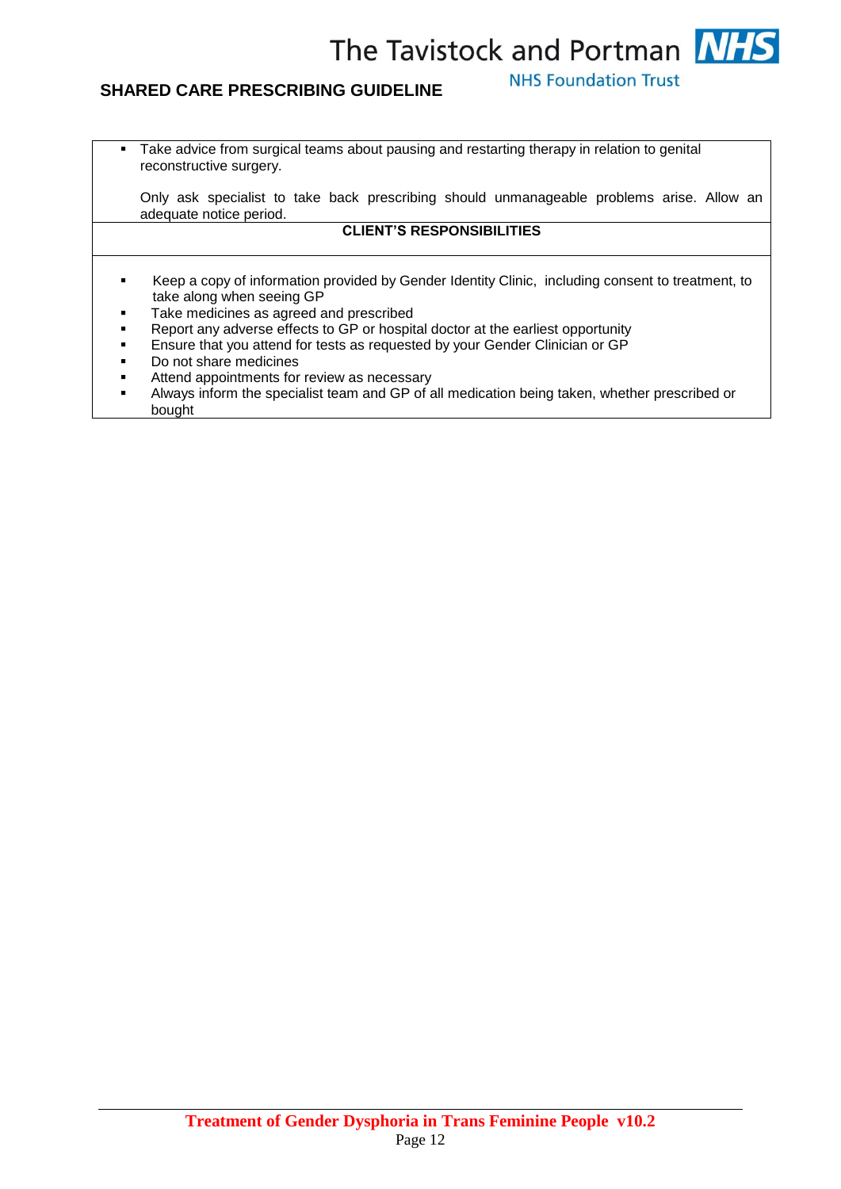- Take advice from surgical teams about pausing and restarting therapy in relation to genital reconstructive surgery.

  Only ask specialist to take back prescribing should unmanageable problems arise. Allow an adequate notice period.

**CLIENT'S RESPONSIBILITIES**

- Keep a copy of information provided by Gender Identity Clinic, including consent to treatment, to take along when seeing GP
- Take medicines as agreed and prescribed
- Report any adverse effects to GP or hospital doctor at the earliest opportunity
- Ensure that you attend for tests as requested by your Gender Clinician or GP
- Do not share medicines
- Attend appointments for review as necessary
- Always inform the specialist team and GP of all medication being taken, whether prescribed or bought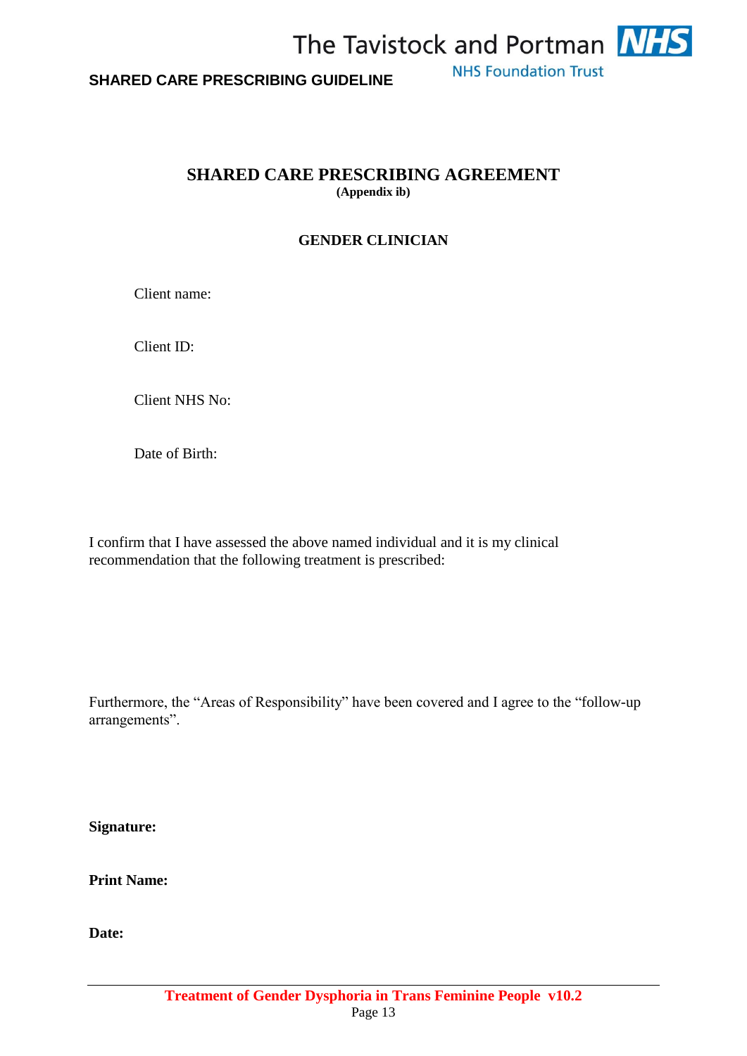# SHARED CARE PRESCRIBING AGREEMENT

**(Appendix ib)**

## GENDER CLINICIAN

Client name:

Client ID:

Client NHS No:

Date of Birth:

I confirm that I have assessed the above named individual and it is my clinical recommendation that the following treatment is prescribed:

Furthermore, the "Areas of Responsibility" have been covered and I agree to the "follow-up arrangements".

**Signature:**

**Print Name:**

**Date:**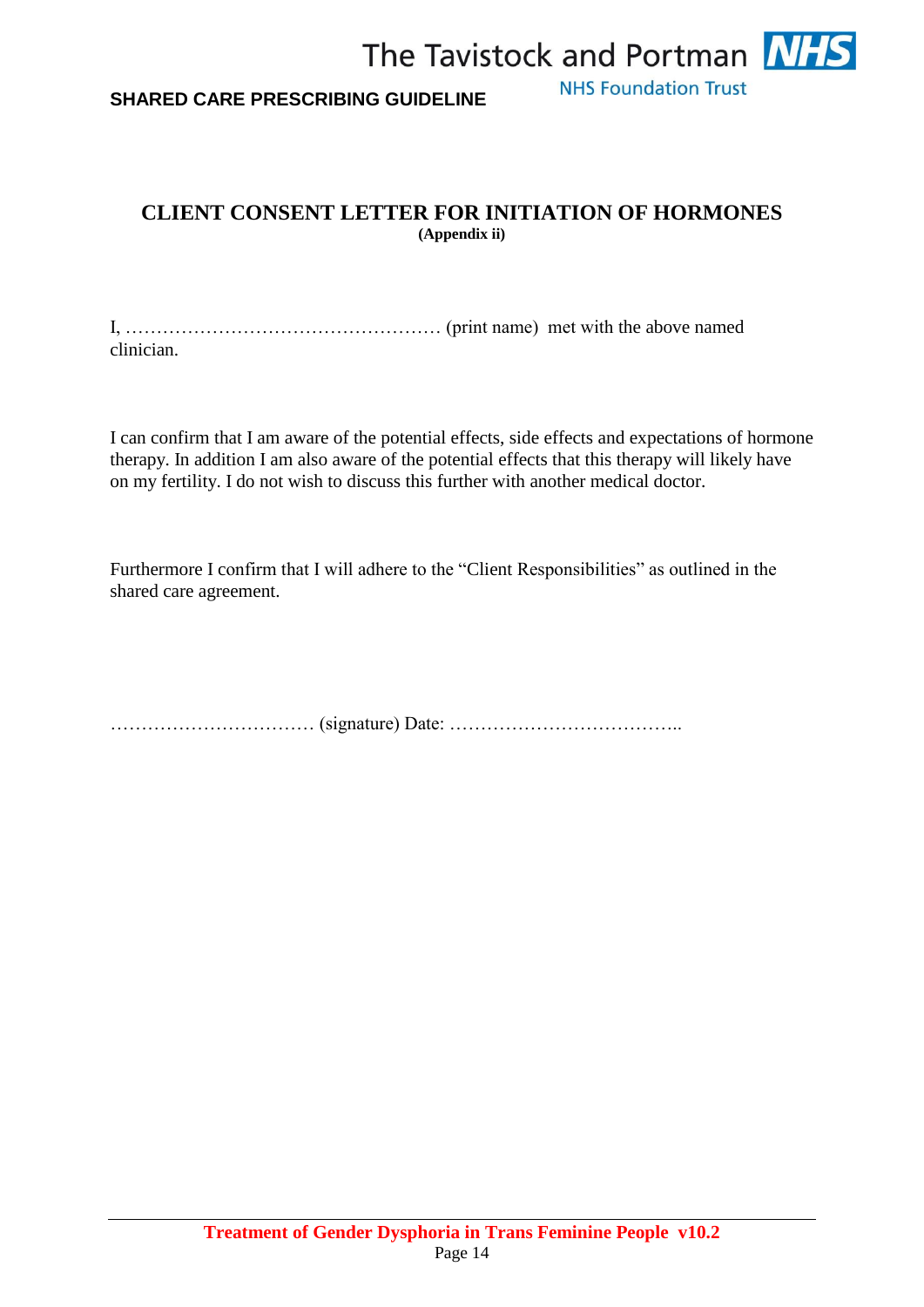## CLIENT CONSENT LETTER FOR INITIATION OF HORMONES

**(Appendix ii)**

I, …………………………………………… (print name) met with the above named clinician.

I can confirm that I am aware of the potential effects, side effects and expectations of hormone therapy. In addition I am also aware of the potential effects that this therapy will likely have on my fertility. I do not wish to discuss this further with another medical doctor.

Furthermore I confirm that I will adhere to the “Client Responsibilities” as outlined in the shared care agreement.

…………………………… (signature) Date: ………………………………..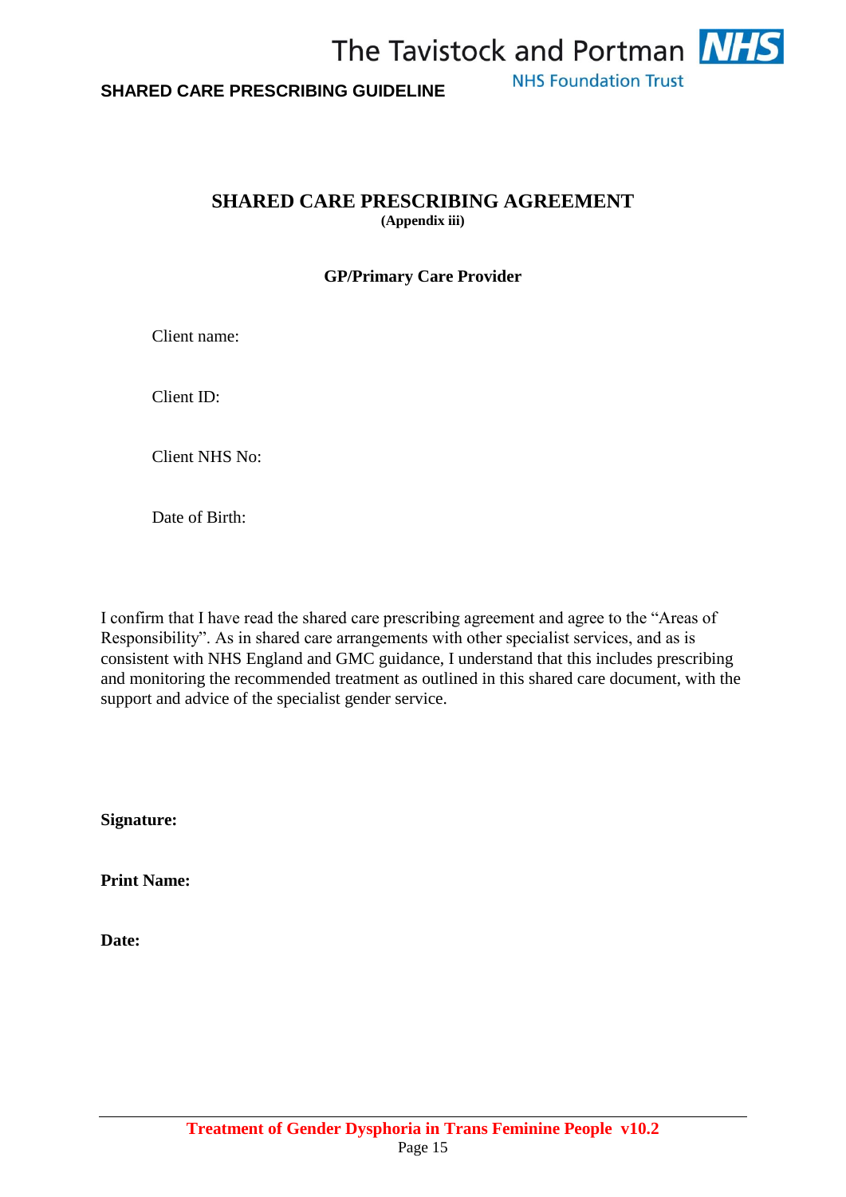# SHARED CARE PRESCRIBING AGREEMENT

**(Appendix iii)**

## GP/Primary Care Provider

Client name:

Client ID:

Client NHS No:

Date of Birth:

I confirm that I have read the shared care prescribing agreement and agree to the "Areas of Responsibility". As in shared care arrangements with other specialist services, and as is consistent with NHS England and GMC guidance, I understand that this includes prescribing and monitoring the recommended treatment as outlined in this shared care document, with the support and advice of the specialist gender service.

**Signature:**

**Print Name:**

**Date:**